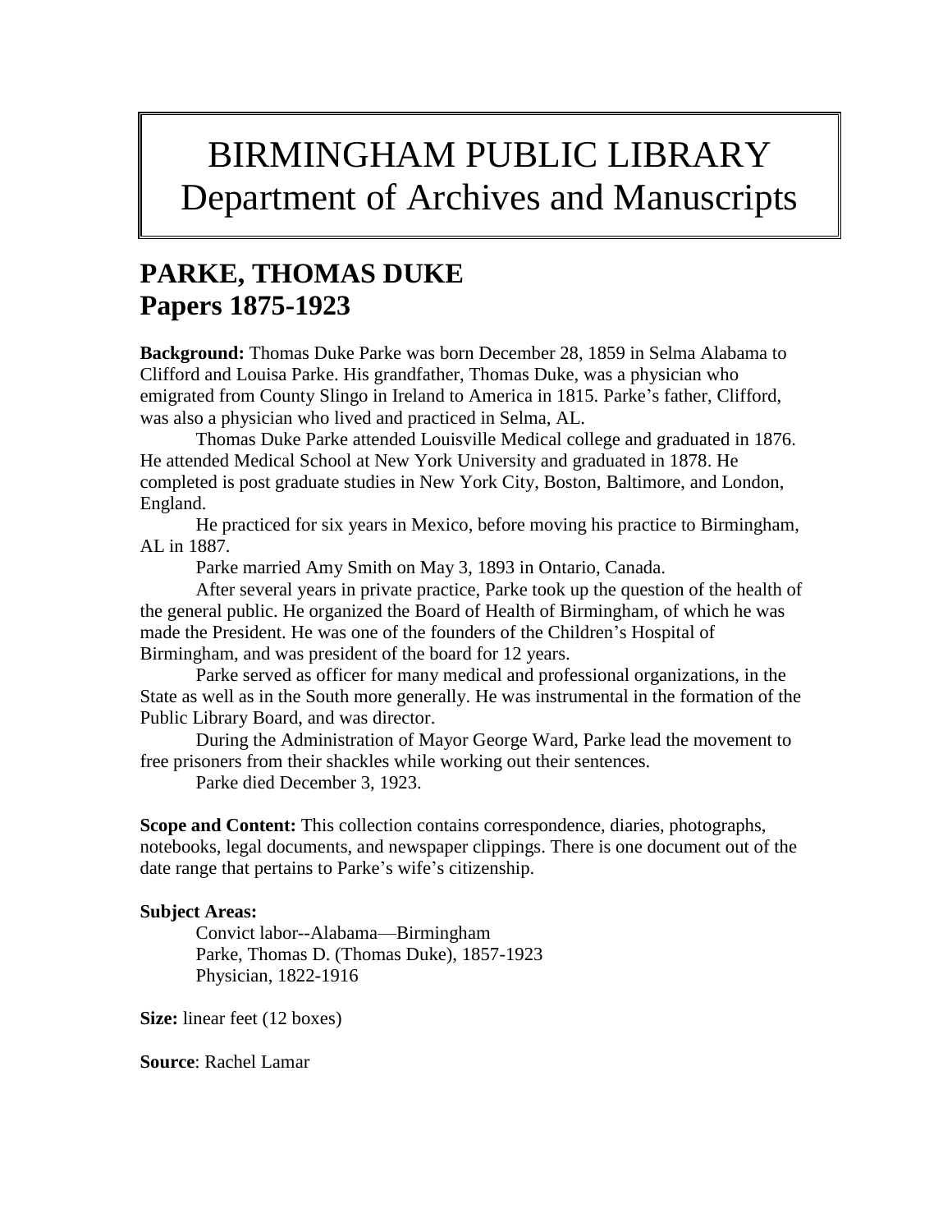# BIRMINGHAM PUBLIC LIBRARY
# Department of Archives and Manuscripts

## PARKE, THOMAS DUKE
## Papers 1875-1923

**Background:** Thomas Duke Parke was born December 28, 1859 in Selma Alabama to Clifford and Louisa Parke. His grandfather, Thomas Duke, was a physician who emigrated from County Slingo in Ireland to America in 1815. Parke's father, Clifford, was also a physician who lived and practiced in Selma, AL.

Thomas Duke Parke attended Louisville Medical college and graduated in 1876. He attended Medical School at New York University and graduated in 1878. He completed is post graduate studies in New York City, Boston, Baltimore, and London, England.

He practiced for six years in Mexico, before moving his practice to Birmingham, AL in 1887.

Parke married Amy Smith on May 3, 1893 in Ontario, Canada.

After several years in private practice, Parke took up the question of the health of the general public. He organized the Board of Health of Birmingham, of which he was made the President. He was one of the founders of the Children's Hospital of Birmingham, and was president of the board for 12 years.

Parke served as officer for many medical and professional organizations, in the State as well as in the South more generally. He was instrumental in the formation of the Public Library Board, and was director.

During the Administration of Mayor George Ward, Parke lead the movement to free prisoners from their shackles while working out their sentences.

Parke died December 3, 1923.

**Scope and Content:** This collection contains correspondence, diaries, photographs, notebooks, legal documents, and newspaper clippings. There is one document out of the date range that pertains to Parke's wife's citizenship.

**Subject Areas:**

Convict labor--Alabama—Birmingham
Parke, Thomas D. (Thomas Duke), 1857-1923
Physician, 1822-1916

**Size:** linear feet (12 boxes)

**Source**: Rachel Lamar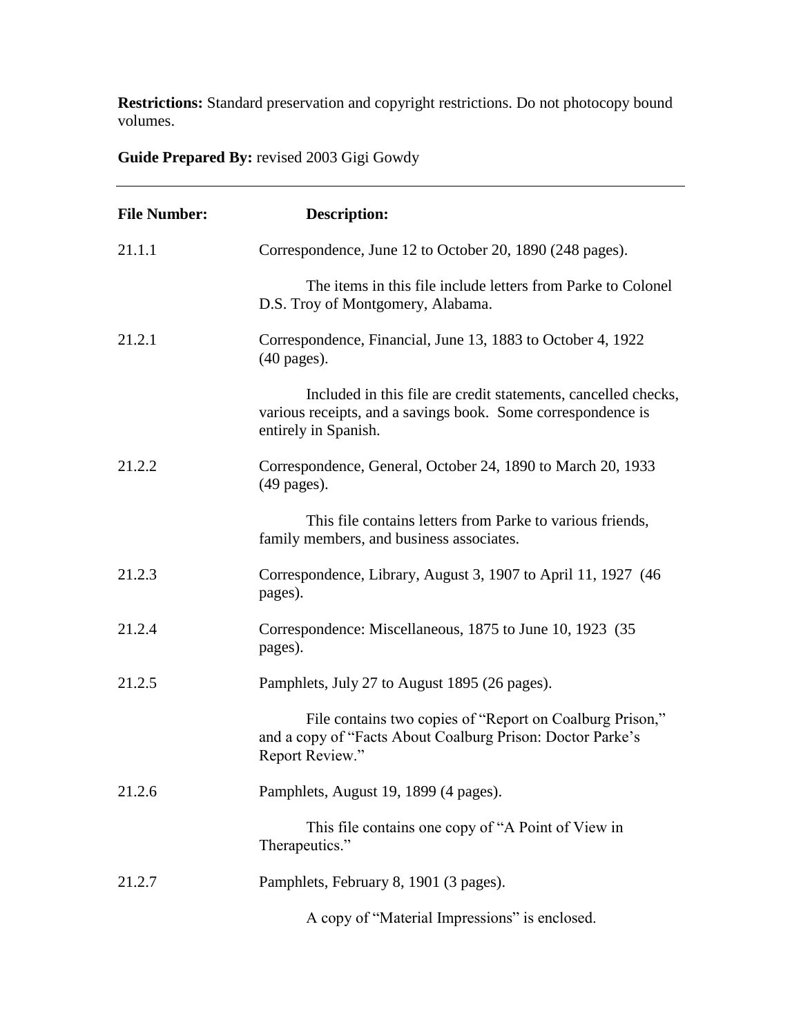**Restrictions:** Standard preservation and copyright restrictions. Do not photocopy bound volumes.

**Guide Prepared By:** revised 2003 Gigi Gowdy

---

| File Number: | Description: |
|---|---|
| 21.1.1 | Correspondence, June 12 to October 20, 1890 (248 pages).<br><br>The items in this file include letters from Parke to Colonel D.S. Troy of Montgomery, Alabama. |
| 21.2.1 | Correspondence, Financial, June 13, 1883 to October 4, 1922 (40 pages).<br><br>Included in this file are credit statements, cancelled checks, various receipts, and a savings book. Some correspondence is entirely in Spanish. |
| 21.2.2 | Correspondence, General, October 24, 1890 to March 20, 1933 (49 pages).<br><br>This file contains letters from Parke to various friends, family members, and business associates. |
| 21.2.3 | Correspondence, Library, August 3, 1907 to April 11, 1927 (46 pages). |
| 21.2.4 | Correspondence: Miscellaneous, 1875 to June 10, 1923 (35 pages). |
| 21.2.5 | Pamphlets, July 27 to August 1895 (26 pages).<br><br>File contains two copies of "Report on Coalburg Prison," and a copy of "Facts About Coalburg Prison: Doctor Parke's Report Review." |
| 21.2.6 | Pamphlets, August 19, 1899 (4 pages).<br><br>This file contains one copy of "A Point of View in Therapeutics." |
| 21.2.7 | Pamphlets, February 8, 1901 (3 pages).<br><br>A copy of "Material Impressions" is enclosed. |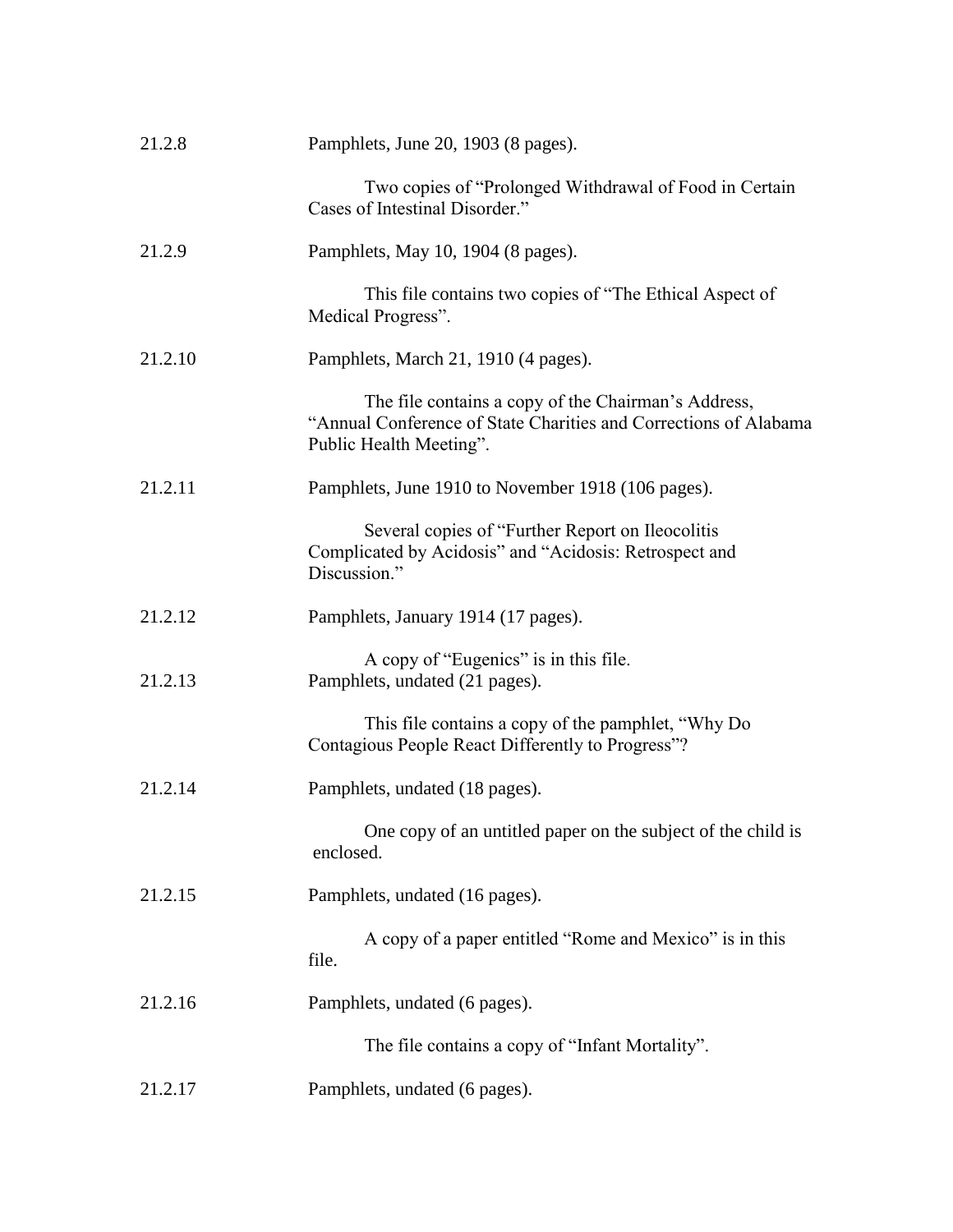21.2.8 Pamphlets, June 20, 1903 (8 pages).

Two copies of "Prolonged Withdrawal of Food in Certain Cases of Intestinal Disorder."

21.2.9 Pamphlets, May 10, 1904 (8 pages).

This file contains two copies of "The Ethical Aspect of Medical Progress".

21.2.10 Pamphlets, March 21, 1910 (4 pages).

The file contains a copy of the Chairman's Address, "Annual Conference of State Charities and Corrections of Alabama Public Health Meeting".

21.2.11 Pamphlets, June 1910 to November 1918 (106 pages).

Several copies of "Further Report on Ileocolitis Complicated by Acidosis" and "Acidosis: Retrospect and Discussion."

21.2.12 Pamphlets, January 1914 (17 pages).

A copy of "Eugenics" is in this file.

21.2.13 Pamphlets, undated (21 pages).

This file contains a copy of the pamphlet, "Why Do Contagious People React Differently to Progress"?

21.2.14 Pamphlets, undated (18 pages).

One copy of an untitled paper on the subject of the child is enclosed.

21.2.15 Pamphlets, undated (16 pages).

A copy of a paper entitled "Rome and Mexico" is in this file.

21.2.16 Pamphlets, undated (6 pages).

The file contains a copy of "Infant Mortality".

21.2.17 Pamphlets, undated (6 pages).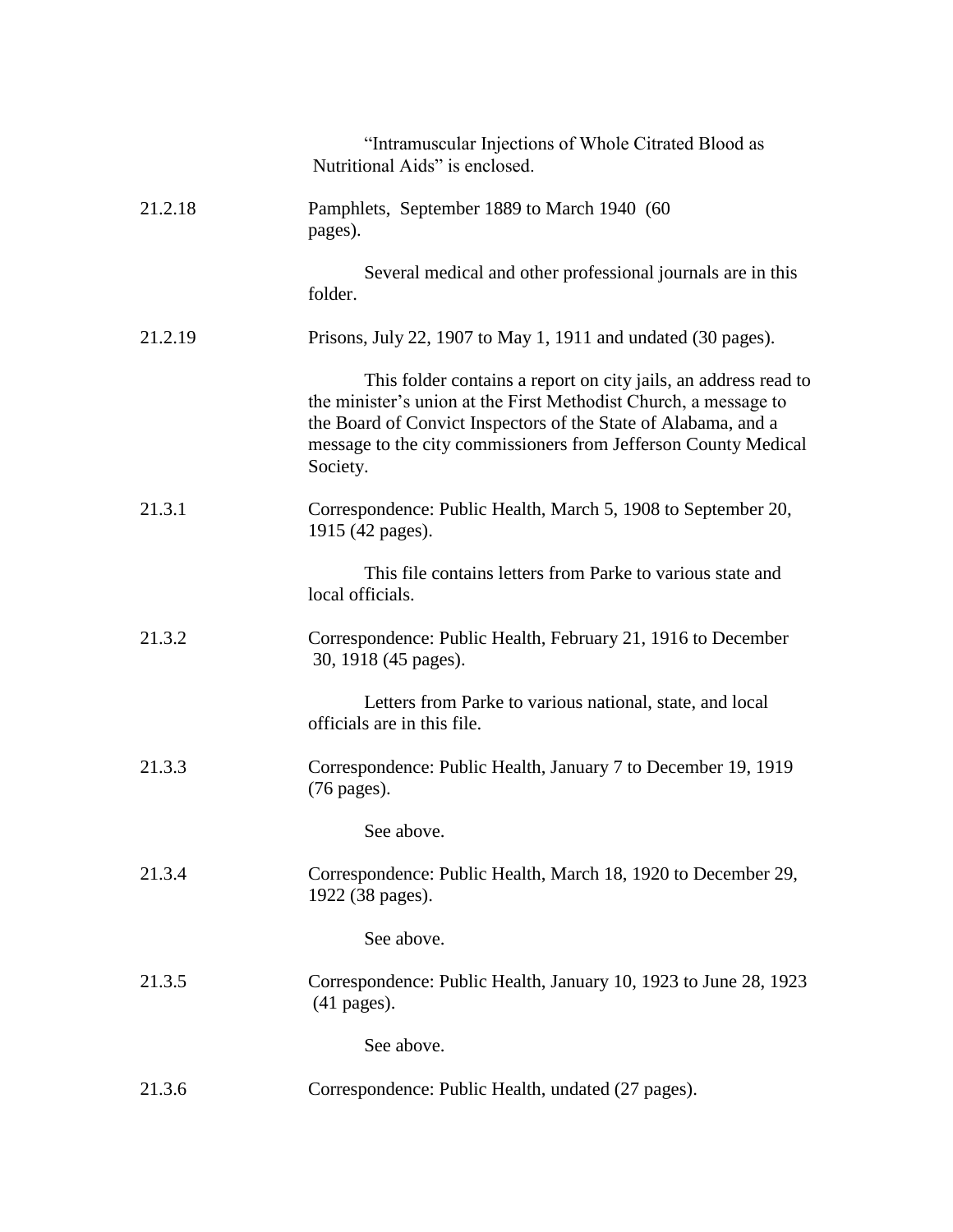"Intramuscular Injections of Whole Citrated Blood as Nutritional Aids" is enclosed.

21.2.18 Pamphlets, September 1889 to March 1940 (60 pages).

Several medical and other professional journals are in this folder.

21.2.19 Prisons, July 22, 1907 to May 1, 1911 and undated (30 pages).

This folder contains a report on city jails, an address read to the minister's union at the First Methodist Church, a message to the Board of Convict Inspectors of the State of Alabama, and a message to the city commissioners from Jefferson County Medical Society.

21.3.1 Correspondence: Public Health, March 5, 1908 to September 20, 1915 (42 pages).

This file contains letters from Parke to various state and local officials.

21.3.2 Correspondence: Public Health, February 21, 1916 to December 30, 1918 (45 pages).

Letters from Parke to various national, state, and local officials are in this file.

21.3.3 Correspondence: Public Health, January 7 to December 19, 1919 (76 pages).

See above.

21.3.4 Correspondence: Public Health, March 18, 1920 to December 29, 1922 (38 pages).

See above.

21.3.5 Correspondence: Public Health, January 10, 1923 to June 28, 1923 (41 pages).

See above.

21.3.6 Correspondence: Public Health, undated (27 pages).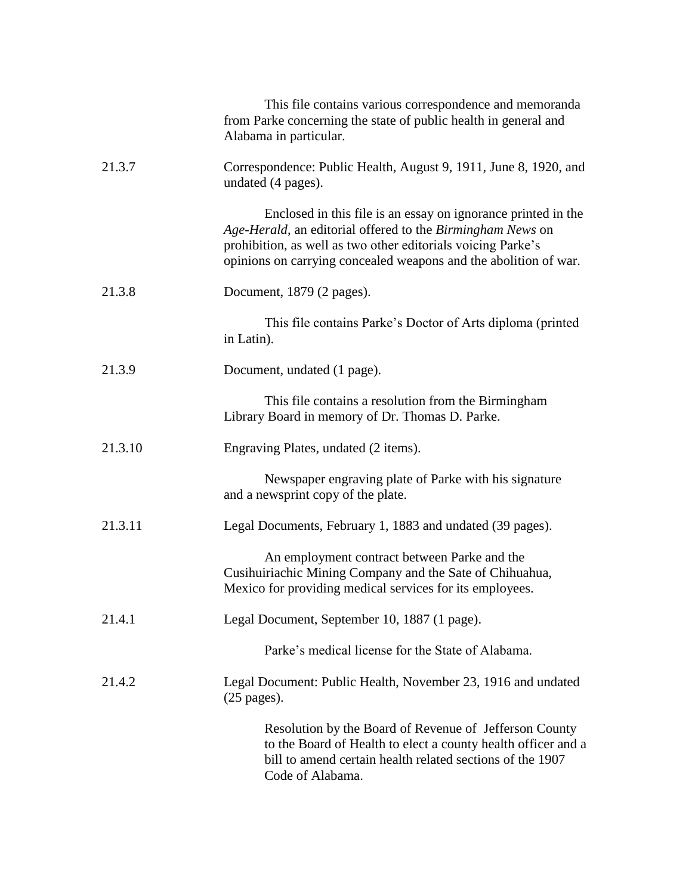This file contains various correspondence and memoranda from Parke concerning the state of public health in general and Alabama in particular.

| | |
|---|---|
| 21.3.7 | Correspondence: Public Health, August 9, 1911, June 8, 1920, and undated (4 pages).<br><br>Enclosed in this file is an essay on ignorance printed in the *Age-Herald*, an editorial offered to the *Birmingham News* on prohibition, as well as two other editorials voicing Parke's opinions on carrying concealed weapons and the abolition of war. |
| 21.3.8 | Document, 1879 (2 pages).<br><br>This file contains Parke's Doctor of Arts diploma (printed in Latin). |
| 21.3.9 | Document, undated (1 page).<br><br>This file contains a resolution from the Birmingham Library Board in memory of Dr. Thomas D. Parke. |
| 21.3.10 | Engraving Plates, undated (2 items).<br><br>Newspaper engraving plate of Parke with his signature and a newsprint copy of the plate. |
| 21.3.11 | Legal Documents, February 1, 1883 and undated (39 pages).<br><br>An employment contract between Parke and the Cusihuiriachic Mining Company and the Sate of Chihuahua, Mexico for providing medical services for its employees. |
| 21.4.1 | Legal Document, September 10, 1887 (1 page).<br><br>Parke's medical license for the State of Alabama. |
| 21.4.2 | Legal Document: Public Health, November 23, 1916 and undated (25 pages).<br><br>Resolution by the Board of Revenue of Jefferson County to the Board of Health to elect a county health officer and a bill to amend certain health related sections of the 1907 Code of Alabama. |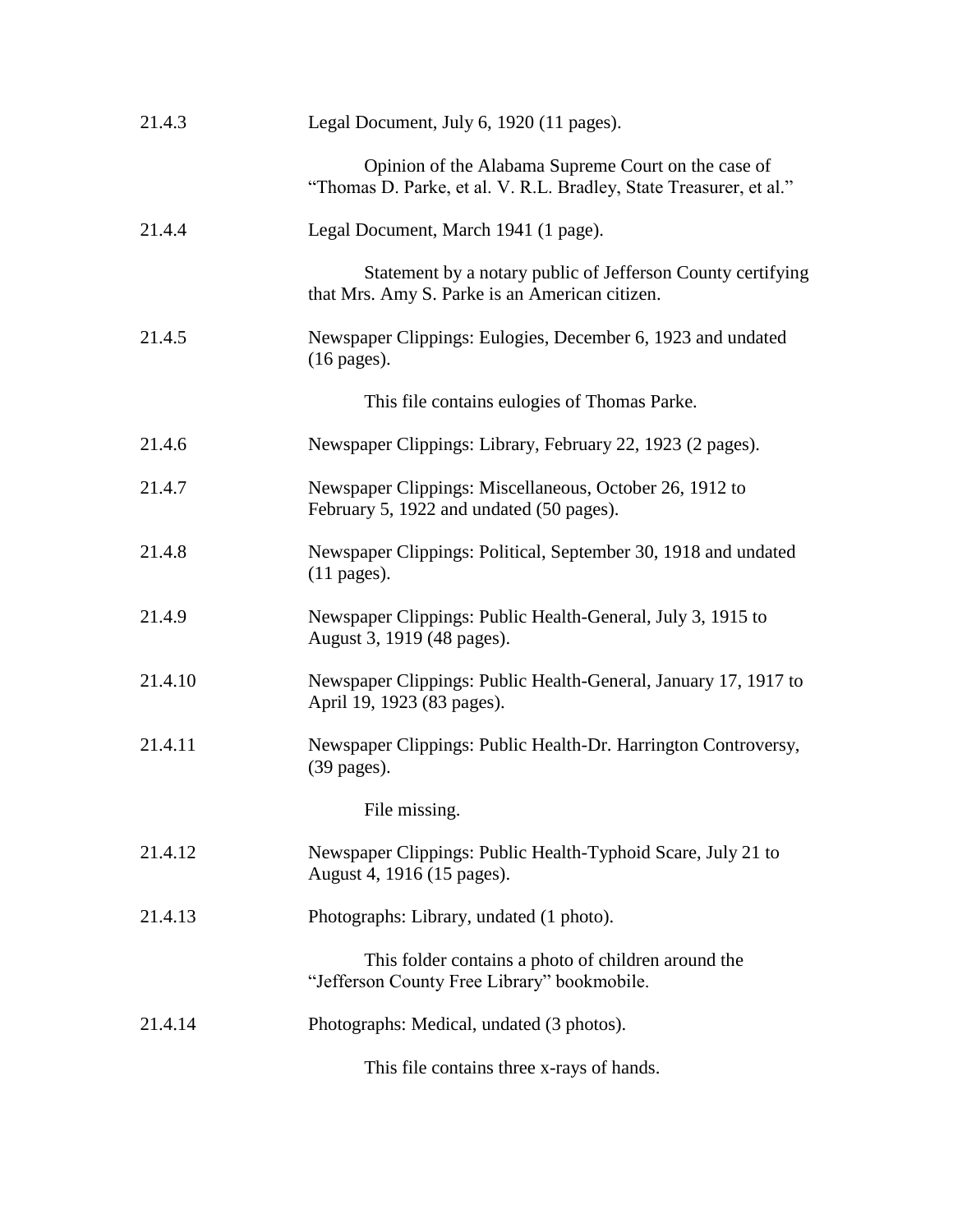21.4.3 Legal Document, July 6, 1920 (11 pages).

Opinion of the Alabama Supreme Court on the case of "Thomas D. Parke, et al. V. R.L. Bradley, State Treasurer, et al."

21.4.4 Legal Document, March 1941 (1 page).

Statement by a notary public of Jefferson County certifying that Mrs. Amy S. Parke is an American citizen.

21.4.5 Newspaper Clippings: Eulogies, December 6, 1923 and undated (16 pages).

This file contains eulogies of Thomas Parke.

21.4.6 Newspaper Clippings: Library, February 22, 1923 (2 pages).

21.4.7 Newspaper Clippings: Miscellaneous, October 26, 1912 to February 5, 1922 and undated (50 pages).

21.4.8 Newspaper Clippings: Political, September 30, 1918 and undated (11 pages).

21.4.9 Newspaper Clippings: Public Health-General, July 3, 1915 to August 3, 1919 (48 pages).

21.4.10 Newspaper Clippings: Public Health-General, January 17, 1917 to April 19, 1923 (83 pages).

21.4.11 Newspaper Clippings: Public Health-Dr. Harrington Controversy, (39 pages).

File missing.

21.4.12 Newspaper Clippings: Public Health-Typhoid Scare, July 21 to August 4, 1916 (15 pages).

21.4.13 Photographs: Library, undated (1 photo).

This folder contains a photo of children around the "Jefferson County Free Library" bookmobile.

21.4.14 Photographs: Medical, undated (3 photos).

This file contains three x-rays of hands.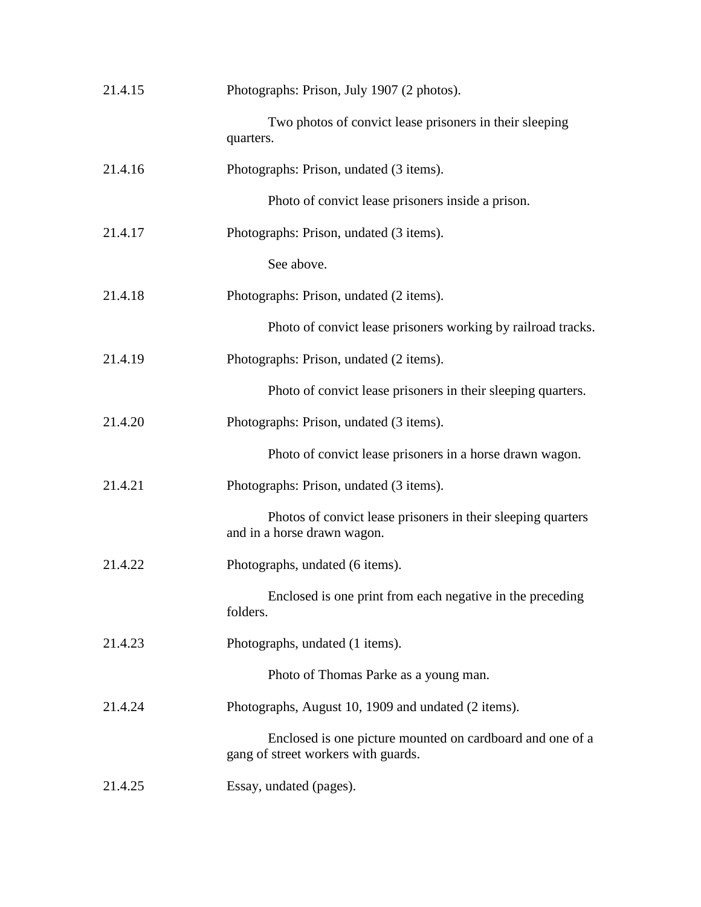21.4.15 Photographs: Prison, July 1907 (2 photos).

Two photos of convict lease prisoners in their sleeping quarters.

21.4.16 Photographs: Prison, undated (3 items).

Photo of convict lease prisoners inside a prison.

21.4.17 Photographs: Prison, undated (3 items).

See above.

21.4.18 Photographs: Prison, undated (2 items).

Photo of convict lease prisoners working by railroad tracks.

21.4.19 Photographs: Prison, undated (2 items).

Photo of convict lease prisoners in their sleeping quarters.

21.4.20 Photographs: Prison, undated (3 items).

Photo of convict lease prisoners in a horse drawn wagon.

21.4.21 Photographs: Prison, undated (3 items).

Photos of convict lease prisoners in their sleeping quarters and in a horse drawn wagon.

21.4.22 Photographs, undated (6 items).

Enclosed is one print from each negative in the preceding folders.

21.4.23 Photographs, undated (1 items).

Photo of Thomas Parke as a young man.

21.4.24 Photographs, August 10, 1909 and undated (2 items).

Enclosed is one picture mounted on cardboard and one of a gang of street workers with guards.

21.4.25 Essay, undated (pages).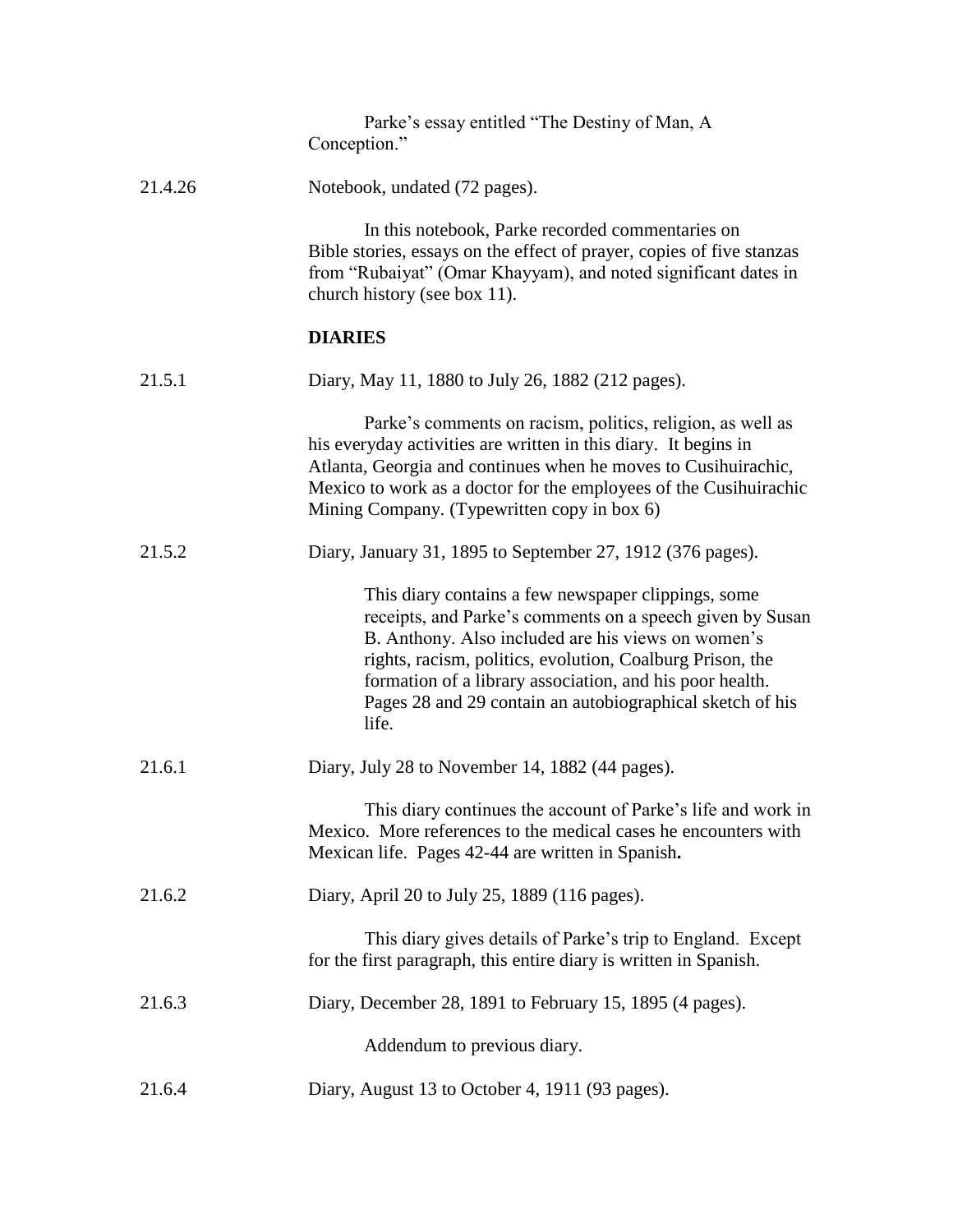Parke's essay entitled "The Destiny of Man, A Conception."

21.4.26 Notebook, undated (72 pages).

In this notebook, Parke recorded commentaries on Bible stories, essays on the effect of prayer, copies of five stanzas from "Rubaiyat" (Omar Khayyam), and noted significant dates in church history (see box 11).

**DIARIES**

21.5.1 Diary, May 11, 1880 to July 26, 1882 (212 pages).

Parke's comments on racism, politics, religion, as well as his everyday activities are written in this diary. It begins in Atlanta, Georgia and continues when he moves to Cusihuirachic, Mexico to work as a doctor for the employees of the Cusihuirachic Mining Company. (Typewritten copy in box 6)

21.5.2 Diary, January 31, 1895 to September 27, 1912 (376 pages).

This diary contains a few newspaper clippings, some receipts, and Parke's comments on a speech given by Susan B. Anthony. Also included are his views on women's rights, racism, politics, evolution, Coalburg Prison, the formation of a library association, and his poor health. Pages 28 and 29 contain an autobiographical sketch of his life.

21.6.1 Diary, July 28 to November 14, 1882 (44 pages).

This diary continues the account of Parke's life and work in Mexico. More references to the medical cases he encounters with Mexican life. Pages 42-44 are written in Spanish**.**

21.6.2 Diary, April 20 to July 25, 1889 (116 pages).

This diary gives details of Parke's trip to England. Except for the first paragraph, this entire diary is written in Spanish.

21.6.3 Diary, December 28, 1891 to February 15, 1895 (4 pages).

Addendum to previous diary.

21.6.4 Diary, August 13 to October 4, 1911 (93 pages).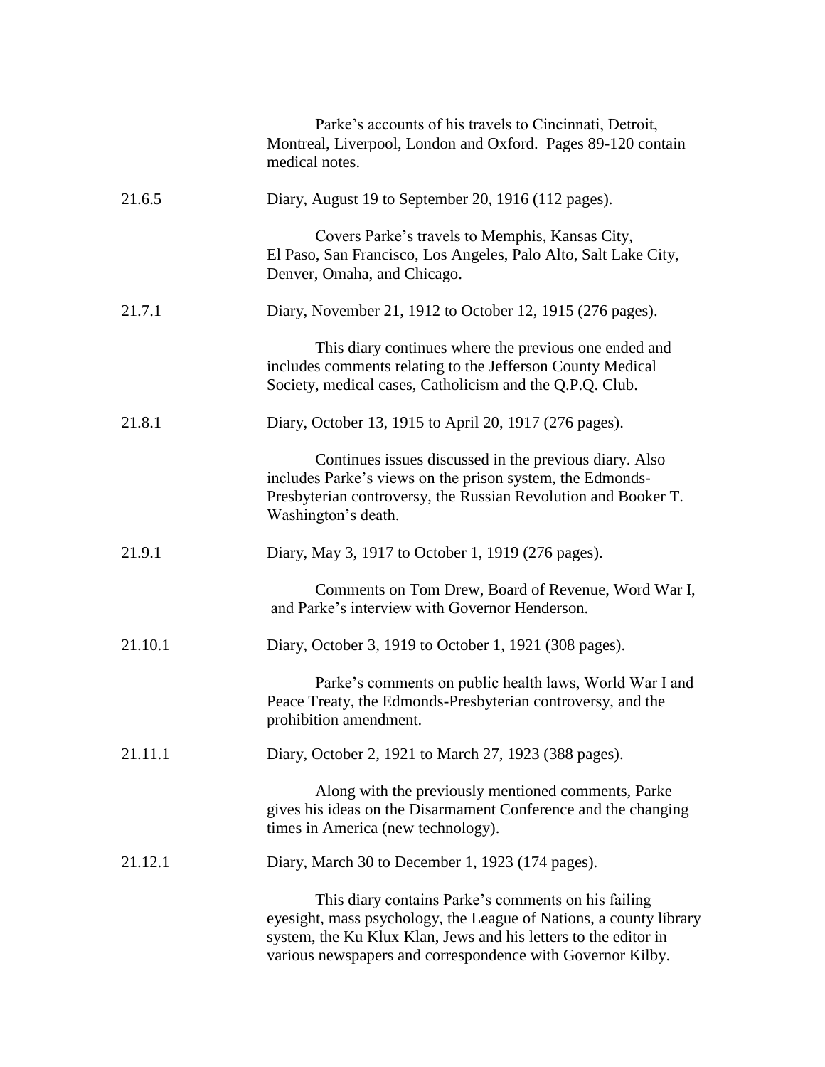Parke's accounts of his travels to Cincinnati, Detroit, Montreal, Liverpool, London and Oxford. Pages 89-120 contain medical notes.

21.6.5 Diary, August 19 to September 20, 1916 (112 pages).

Covers Parke's travels to Memphis, Kansas City, El Paso, San Francisco, Los Angeles, Palo Alto, Salt Lake City, Denver, Omaha, and Chicago.

21.7.1 Diary, November 21, 1912 to October 12, 1915 (276 pages).

This diary continues where the previous one ended and includes comments relating to the Jefferson County Medical Society, medical cases, Catholicism and the Q.P.Q. Club.

21.8.1 Diary, October 13, 1915 to April 20, 1917 (276 pages).

Continues issues discussed in the previous diary. Also includes Parke's views on the prison system, the Edmonds-Presbyterian controversy, the Russian Revolution and Booker T. Washington's death.

21.9.1 Diary, May 3, 1917 to October 1, 1919 (276 pages).

Comments on Tom Drew, Board of Revenue, Word War I, and Parke's interview with Governor Henderson.

21.10.1 Diary, October 3, 1919 to October 1, 1921 (308 pages).

Parke's comments on public health laws, World War I and Peace Treaty, the Edmonds-Presbyterian controversy, and the prohibition amendment.

21.11.1 Diary, October 2, 1921 to March 27, 1923 (388 pages).

Along with the previously mentioned comments, Parke gives his ideas on the Disarmament Conference and the changing times in America (new technology).

21.12.1 Diary, March 30 to December 1, 1923 (174 pages).

This diary contains Parke's comments on his failing eyesight, mass psychology, the League of Nations, a county library system, the Ku Klux Klan, Jews and his letters to the editor in various newspapers and correspondence with Governor Kilby.